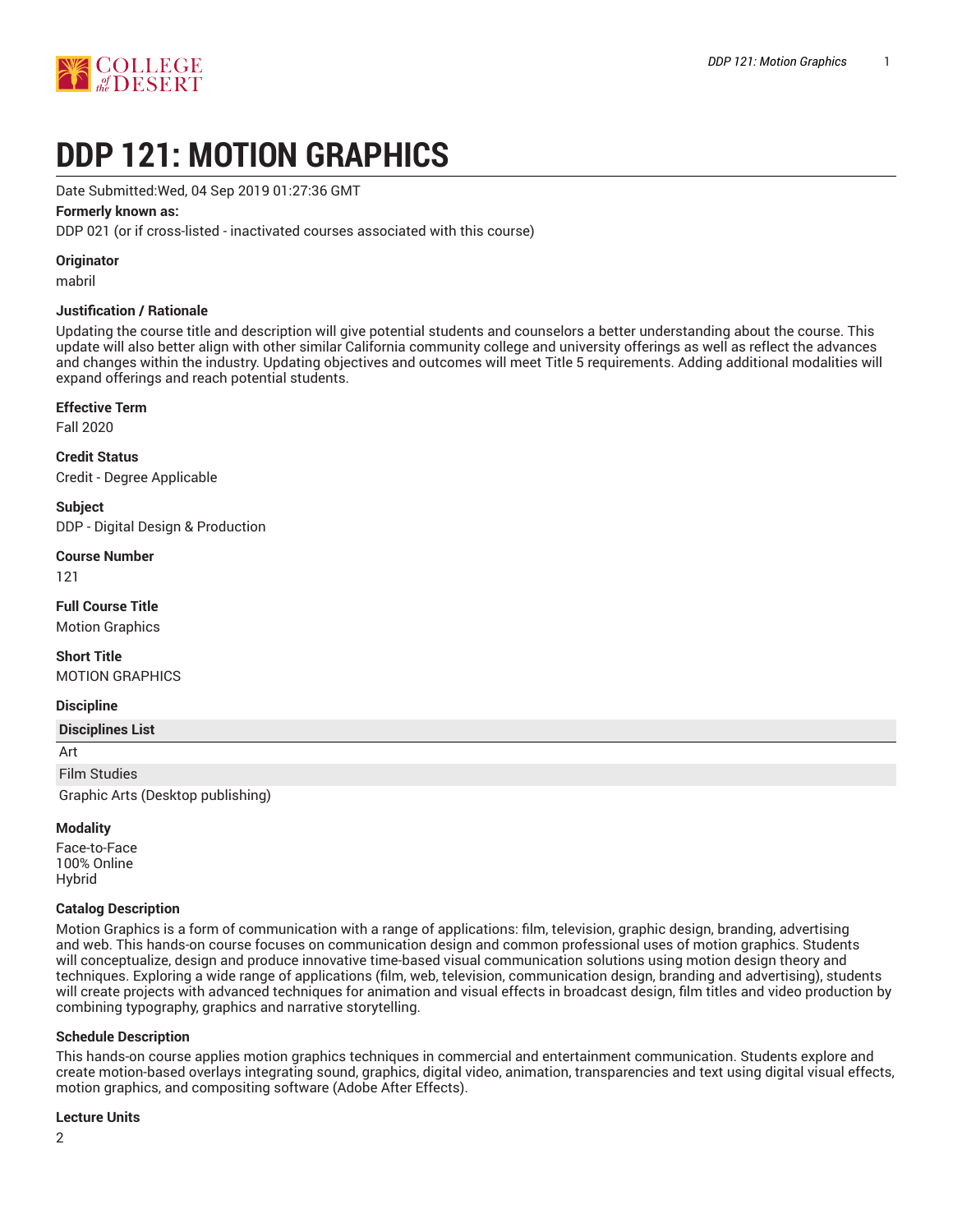# DDP 121: MOTION GRAPHICS

Date Submitted:Wed, 04 Sep 2019 01:27:36 GMT

**Formerly known as:**

DDP 021 (or if cross-listed - inactivated courses associated with this course)

**Originator**

mabril

**Justification / Rationale**

Updating the course title and description will give potential students and counselors a better understanding about the course. This update will also better align with other similar California community college and university offerings as well as reflect the advances and changes within the industry. Updating objectives and outcomes will meet Title 5 requirements. Adding additional modalities will expand offerings and reach potential students.

**Effective Term**

Fall 2020

**Credit Status**

Credit - Degree Applicable

**Subject**

DDP - Digital Design & Production

**Course Number**

121

**Full Course Title**

Motion Graphics

**Short Title**

MOTION GRAPHICS

**Discipline**

| Disciplines List |
| --- |
| Art |
| Film Studies |
| Graphic Arts (Desktop publishing) |

**Modality**

Face-to-Face
100% Online
Hybrid

**Catalog Description**

Motion Graphics is a form of communication with a range of applications: film, television, graphic design, branding, advertising and web. This hands-on course focuses on communication design and common professional uses of motion graphics. Students will conceptualize, design and produce innovative time-based visual communication solutions using motion design theory and techniques. Exploring a wide range of applications (film, web, television, communication design, branding and advertising), students will create projects with advanced techniques for animation and visual effects in broadcast design, film titles and video production by combining typography, graphics and narrative storytelling.

**Schedule Description**

This hands-on course applies motion graphics techniques in commercial and entertainment communication. Students explore and create motion-based overlays integrating sound, graphics, digital video, animation, transparencies and text using digital visual effects, motion graphics, and compositing software (Adobe After Effects).

**Lecture Units**

2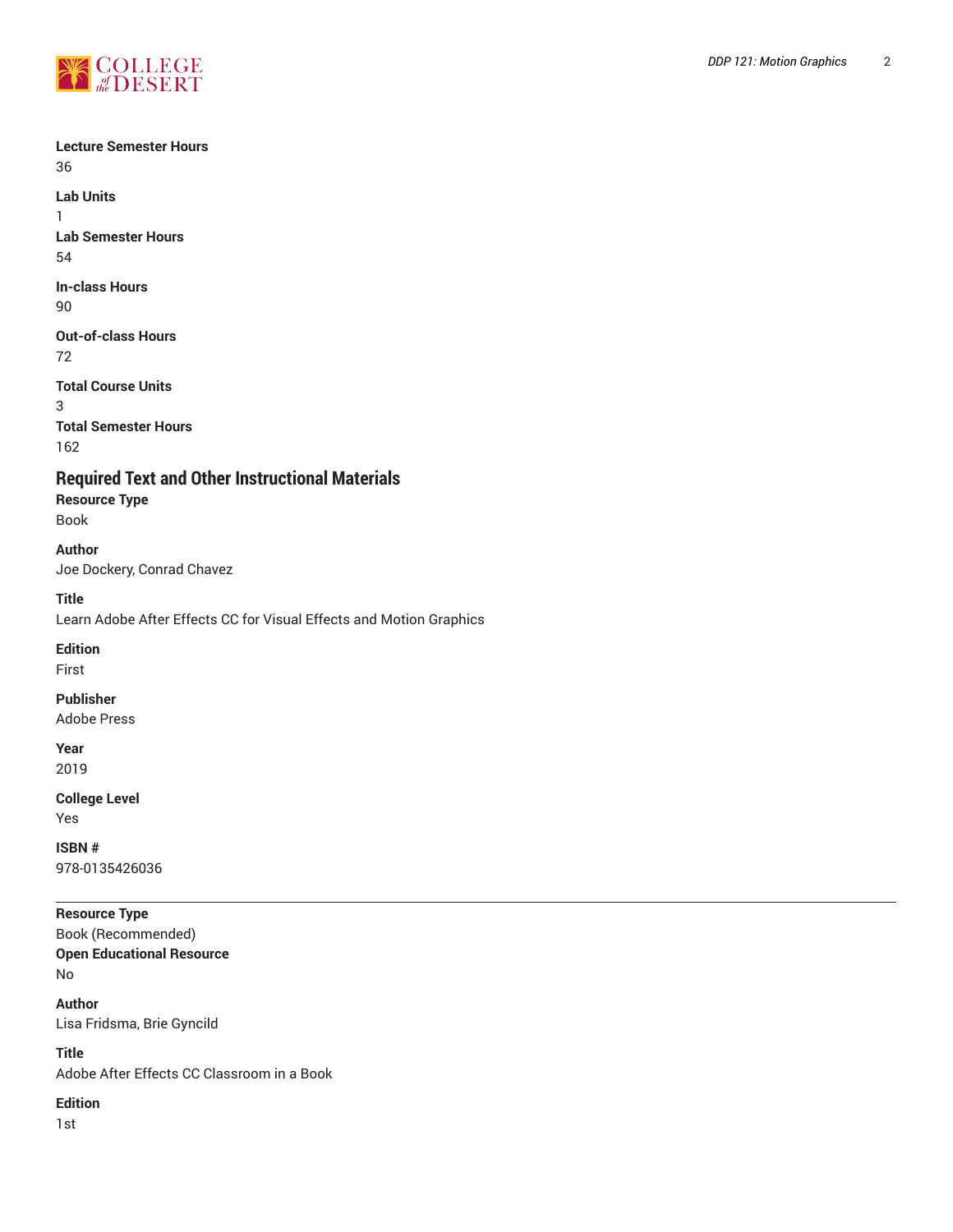**Lecture Semester Hours**
36

**Lab Units**
1

**Lab Semester Hours**
54

**In-class Hours**
90

**Out-of-class Hours**
72

**Total Course Units**
3

**Total Semester Hours**
162

## Required Text and Other Instructional Materials

**Resource Type**
Book

**Author**
Joe Dockery, Conrad Chavez

**Title**
Learn Adobe After Effects CC for Visual Effects and Motion Graphics

**Edition**
First

**Publisher**
Adobe Press

**Year**
2019

**College Level**
Yes

**ISBN #**
978-0135426036

---

**Resource Type**
Book (Recommended)

**Open Educational Resource**
No

**Author**
Lisa Fridsma, Brie Gyncild

**Title**
Adobe After Effects CC Classroom in a Book

**Edition**
1st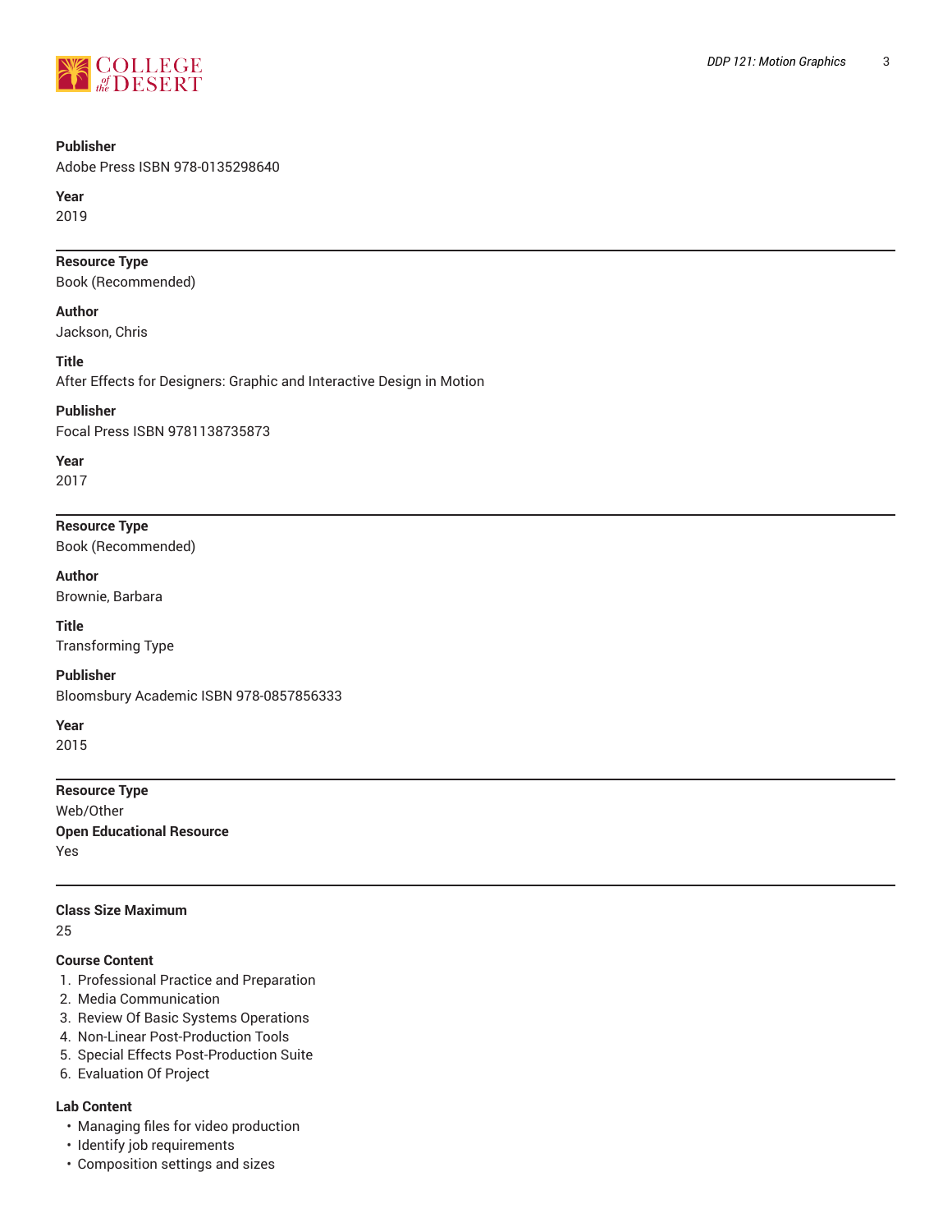**Publisher**
Adobe Press ISBN 978-0135298640

**Year**
2019

---

**Resource Type**
Book (Recommended)

**Author**
Jackson, Chris

**Title**
After Effects for Designers: Graphic and Interactive Design in Motion

**Publisher**
Focal Press ISBN 9781138735873

**Year**
2017

---

**Resource Type**
Book (Recommended)

**Author**
Brownie, Barbara

**Title**
Transforming Type

**Publisher**
Bloomsbury Academic ISBN 978-0857856333

**Year**
2015

---

**Resource Type**
Web/Other

**Open Educational Resource**
Yes

---

**Class Size Maximum**
25

**Course Content**

1. Professional Practice and Preparation
2. Media Communication
3. Review Of Basic Systems Operations
4. Non-Linear Post-Production Tools
5. Special Effects Post-Production Suite
6. Evaluation Of Project

**Lab Content**

- Managing files for video production
- Identify job requirements
- Composition settings and sizes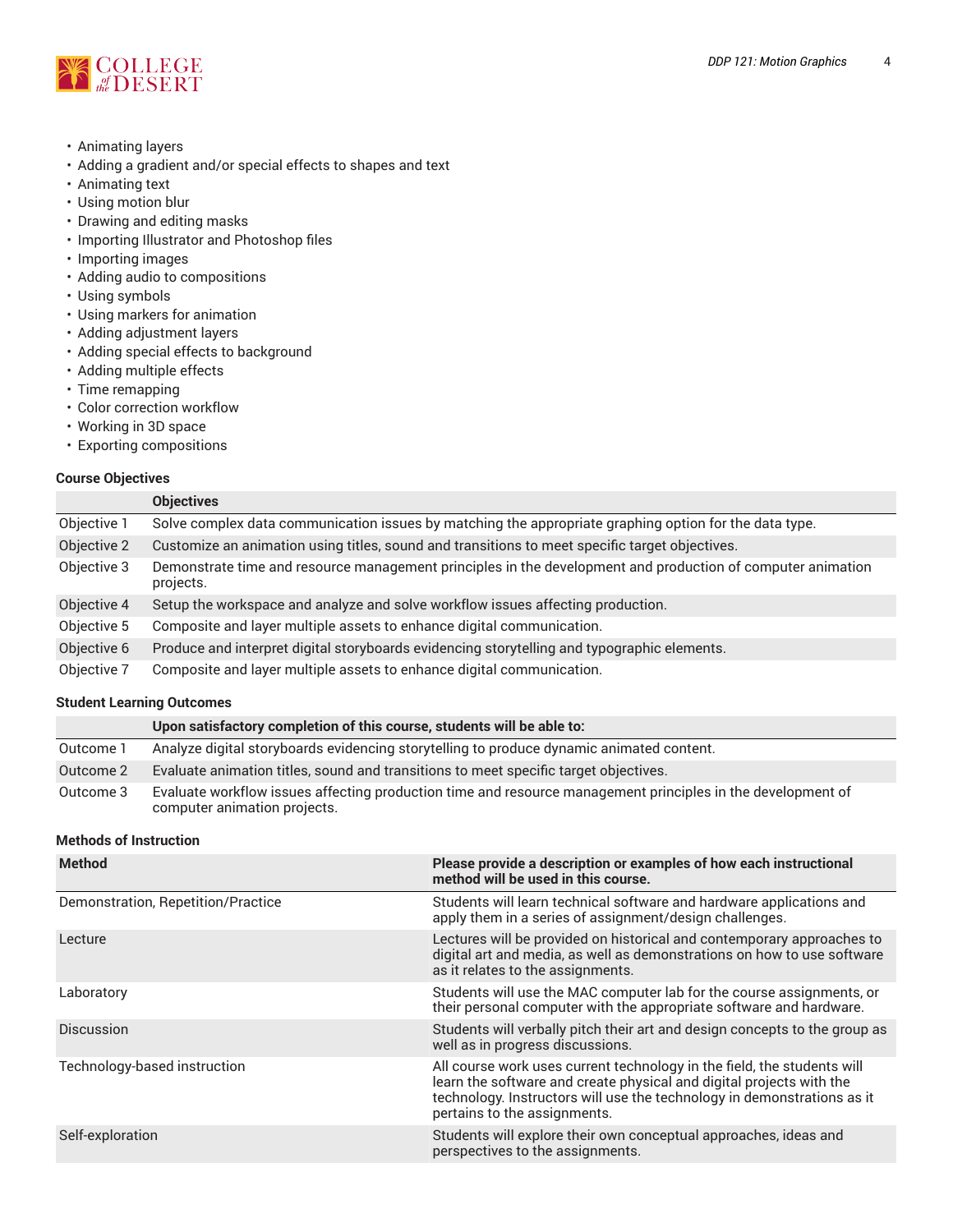- Animating layers
- Adding a gradient and/or special effects to shapes and text
- Animating text
- Using motion blur
- Drawing and editing masks
- Importing Illustrator and Photoshop files
- Importing images
- Adding audio to compositions
- Using symbols
- Using markers for animation
- Adding adjustment layers
- Adding special effects to background
- Adding multiple effects
- Time remapping
- Color correction workflow
- Working in 3D space
- Exporting compositions

### Course Objectives

| | Objectives |
|---|---|
| Objective 1 | Solve complex data communication issues by matching the appropriate graphing option for the data type. |
| Objective 2 | Customize an animation using titles, sound and transitions to meet specific target objectives. |
| Objective 3 | Demonstrate time and resource management principles in the development and production of computer animation projects. |
| Objective 4 | Setup the workspace and analyze and solve workflow issues affecting production. |
| Objective 5 | Composite and layer multiple assets to enhance digital communication. |
| Objective 6 | Produce and interpret digital storyboards evidencing storytelling and typographic elements. |
| Objective 7 | Composite and layer multiple assets to enhance digital communication. |

### Student Learning Outcomes

| | Upon satisfactory completion of this course, students will be able to: |
|---|---|
| Outcome 1 | Analyze digital storyboards evidencing storytelling to produce dynamic animated content. |
| Outcome 2 | Evaluate animation titles, sound and transitions to meet specific target objectives. |
| Outcome 3 | Evaluate workflow issues affecting production time and resource management principles in the development of computer animation projects. |

### Methods of Instruction

| Method | Please provide a description or examples of how each instructional method will be used in this course. |
|---|---|
| Demonstration, Repetition/Practice | Students will learn technical software and hardware applications and apply them in a series of assignment/design challenges. |
| Lecture | Lectures will be provided on historical and contemporary approaches to digital art and media, as well as demonstrations on how to use software as it relates to the assignments. |
| Laboratory | Students will use the MAC computer lab for the course assignments, or their personal computer with the appropriate software and hardware. |
| Discussion | Students will verbally pitch their art and design concepts to the group as well as in progress discussions. |
| Technology-based instruction | All course work uses current technology in the field, the students will learn the software and create physical and digital projects with the technology. Instructors will use the technology in demonstrations as it pertains to the assignments. |
| Self-exploration | Students will explore their own conceptual approaches, ideas and perspectives to the assignments. |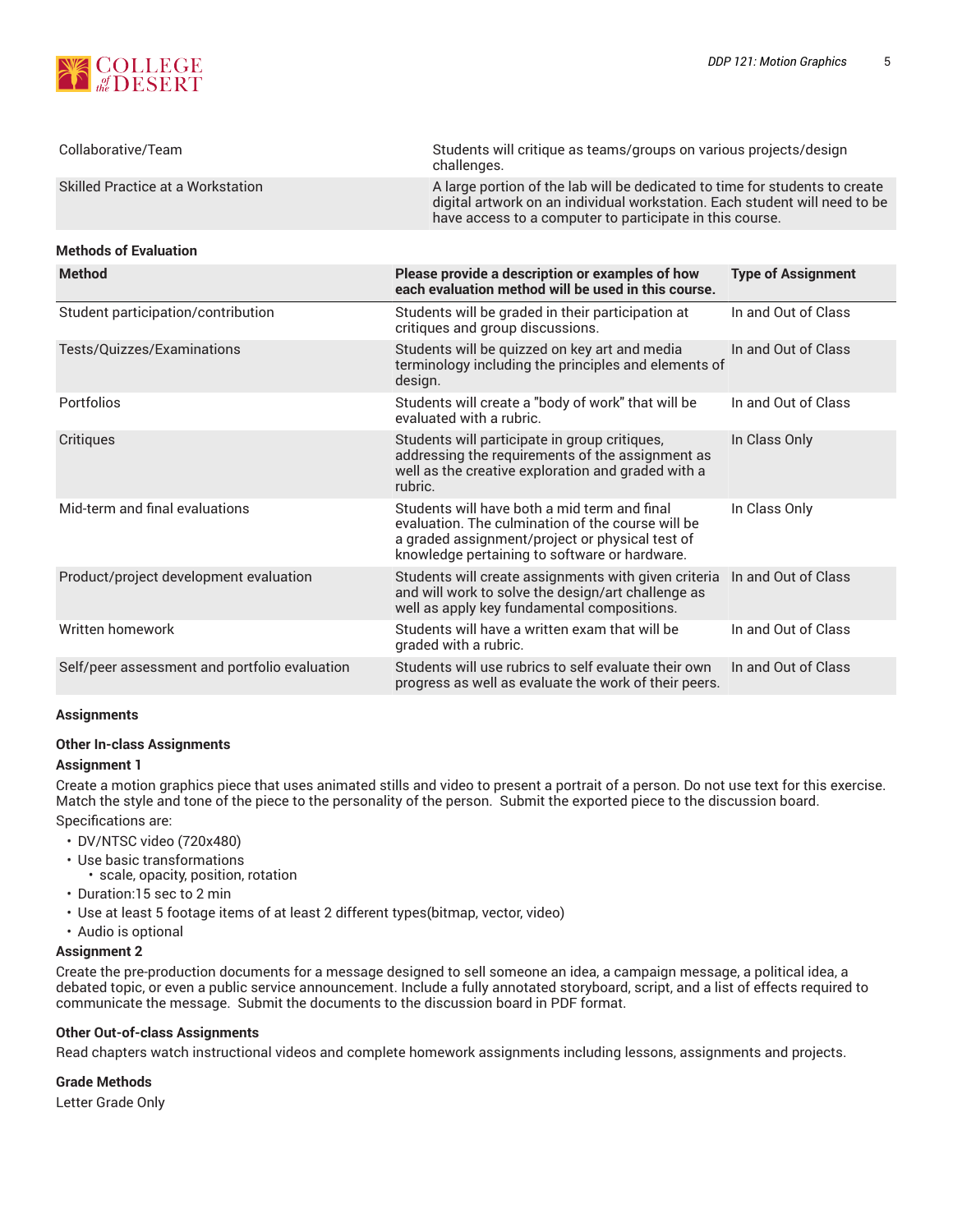| | |
|---|---|
| Collaborative/Team | Students will critique as teams/groups on various projects/design challenges. |
| Skilled Practice at a Workstation | A large portion of the lab will be dedicated to time for students to create digital artwork on an individual workstation. Each student will need to be have access to a computer to participate in this course. |

**Methods of Evaluation**

| Method | Please provide a description or examples of how each evaluation method will be used in this course. | Type of Assignment |
|---|---|---|
| Student participation/contribution | Students will be graded in their participation at critiques and group discussions. | In and Out of Class |
| Tests/Quizzes/Examinations | Students will be quizzed on key art and media terminology including the principles and elements of design. | In and Out of Class |
| Portfolios | Students will create a "body of work" that will be evaluated with a rubric. | In and Out of Class |
| Critiques | Students will participate in group critiques, addressing the requirements of the assignment as well as the creative exploration and graded with a rubric. | In Class Only |
| Mid-term and final evaluations | Students will have both a mid term and final evaluation. The culmination of the course will be a graded assignment/project or physical test of knowledge pertaining to software or hardware. | In Class Only |
| Product/project development evaluation | Students will create assignments with given criteria and will work to solve the design/art challenge as well as apply key fundamental compositions. | In and Out of Class |
| Written homework | Students will have a written exam that will be graded with a rubric. | In and Out of Class |
| Self/peer assessment and portfolio evaluation | Students will use rubrics to self evaluate their own progress as well as evaluate the work of their peers. | In and Out of Class |

**Assignments**

**Other In-class Assignments**

**Assignment 1**

Create a motion graphics piece that uses animated stills and video to present a portrait of a person. Do not use text for this exercise. Match the style and tone of the piece to the personality of the person. Submit the exported piece to the discussion board.

Specifications are:

- DV/NTSC video (720x480)
- Use basic transformations
  - scale, opacity, position, rotation
- Duration:15 sec to 2 min
- Use at least 5 footage items of at least 2 different types(bitmap, vector, video)
- Audio is optional

**Assignment 2**

Create the pre-production documents for a message designed to sell someone an idea, a campaign message, a political idea, a debated topic, or even a public service announcement. Include a fully annotated storyboard, script, and a list of effects required to communicate the message. Submit the documents to the discussion board in PDF format.

**Other Out-of-class Assignments**

Read chapters watch instructional videos and complete homework assignments including lessons, assignments and projects.

**Grade Methods**

Letter Grade Only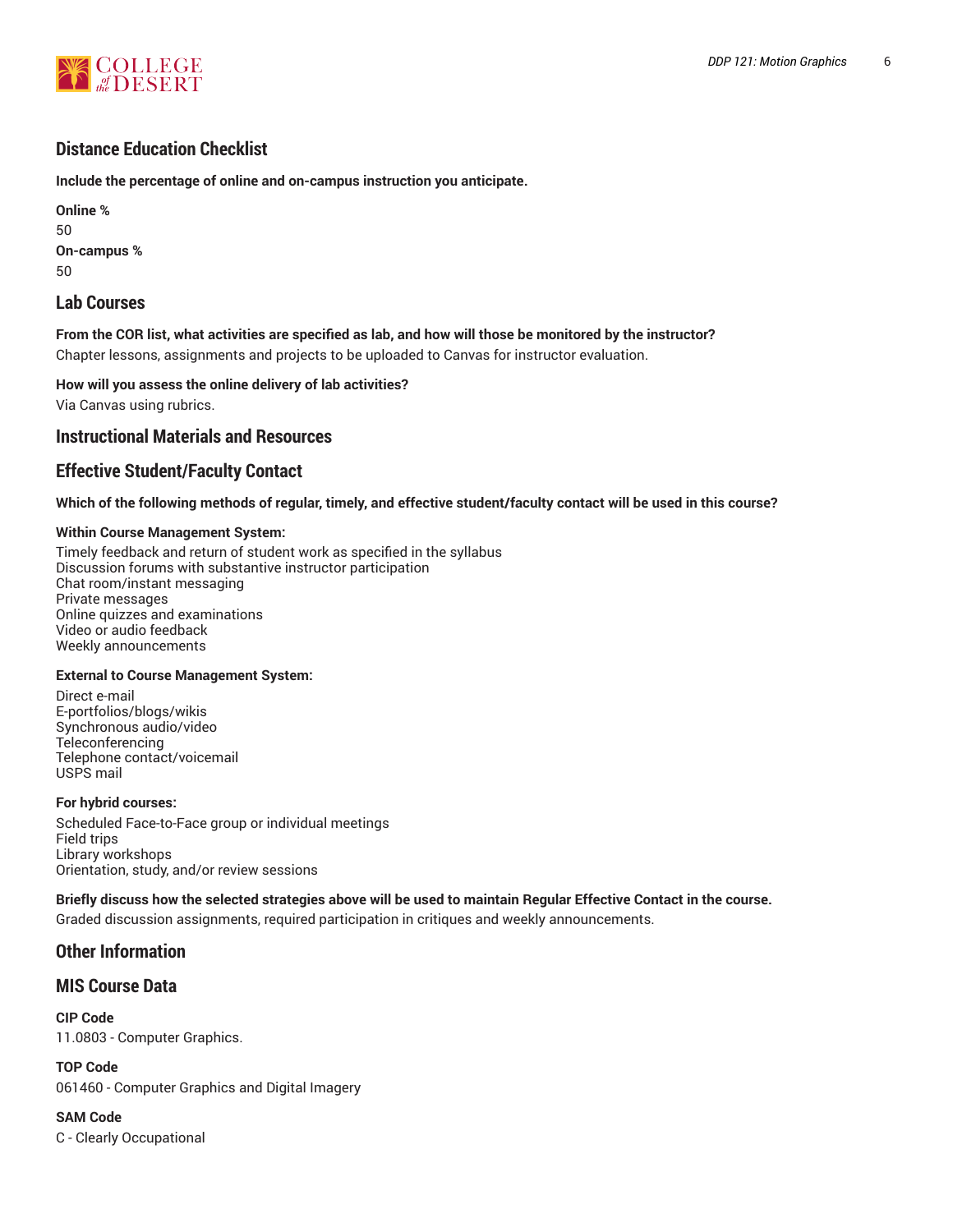## Distance Education Checklist

**Include the percentage of online and on-campus instruction you anticipate.**

**Online %**
50

**On-campus %**
50

## Lab Courses

**From the COR list, what activities are specified as lab, and how will those be monitored by the instructor?**
Chapter lessons, assignments and projects to be uploaded to Canvas for instructor evaluation.

**How will you assess the online delivery of lab activities?**
Via Canvas using rubrics.

## Instructional Materials and Resources

## Effective Student/Faculty Contact

**Which of the following methods of regular, timely, and effective student/faculty contact will be used in this course?**

**Within Course Management System:**
Timely feedback and return of student work as specified in the syllabus
Discussion forums with substantive instructor participation
Chat room/instant messaging
Private messages
Online quizzes and examinations
Video or audio feedback
Weekly announcements

**External to Course Management System:**
Direct e-mail
E-portfolios/blogs/wikis
Synchronous audio/video
Teleconferencing
Telephone contact/voicemail
USPS mail

**For hybrid courses:**
Scheduled Face-to-Face group or individual meetings
Field trips
Library workshops
Orientation, study, and/or review sessions

**Briefly discuss how the selected strategies above will be used to maintain Regular Effective Contact in the course.**
Graded discussion assignments, required participation in critiques and weekly announcements.

## Other Information

## MIS Course Data

**CIP Code**
11.0803 - Computer Graphics.

**TOP Code**
061460 - Computer Graphics and Digital Imagery

**SAM Code**
C - Clearly Occupational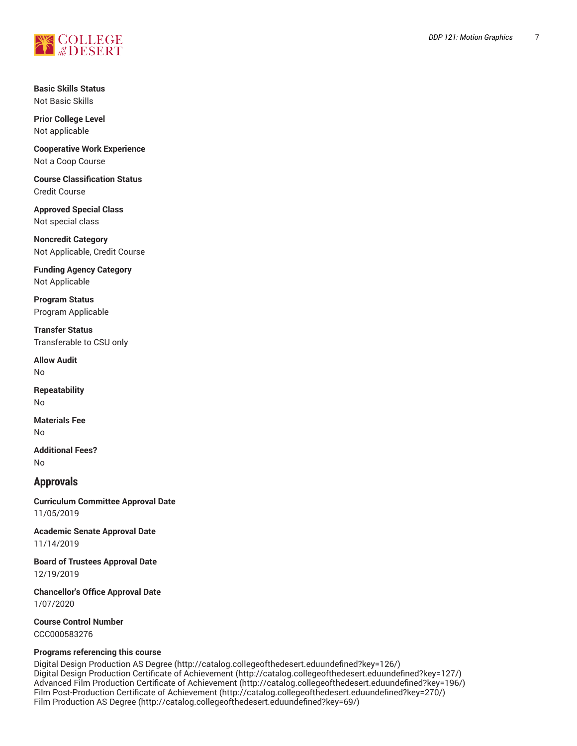**Basic Skills Status**
Not Basic Skills

**Prior College Level**
Not applicable

**Cooperative Work Experience**
Not a Coop Course

**Course Classification Status**
Credit Course

**Approved Special Class**
Not special class

**Noncredit Category**
Not Applicable, Credit Course

**Funding Agency Category**
Not Applicable

**Program Status**
Program Applicable

**Transfer Status**
Transferable to CSU only

**Allow Audit**
No

**Repeatability**
No

**Materials Fee**
No

**Additional Fees?**
No

## Approvals

**Curriculum Committee Approval Date**
11/05/2019

**Academic Senate Approval Date**
11/14/2019

**Board of Trustees Approval Date**
12/19/2019

**Chancellor's Office Approval Date**
1/07/2020

**Course Control Number**
CCC000583276

**Programs referencing this course**
Digital Design Production AS Degree (http://catalog.collegeofthedesert.eduundefined?key=126/)
Digital Design Production Certificate of Achievement (http://catalog.collegeofthedesert.eduundefined?key=127/)
Advanced Film Production Certificate of Achievement (http://catalog.collegeofthedesert.eduundefined?key=196/)
Film Post-Production Certificate of Achievement (http://catalog.collegeofthedesert.eduundefined?key=270/)
Film Production AS Degree (http://catalog.collegeofthedesert.eduundefined?key=69/)